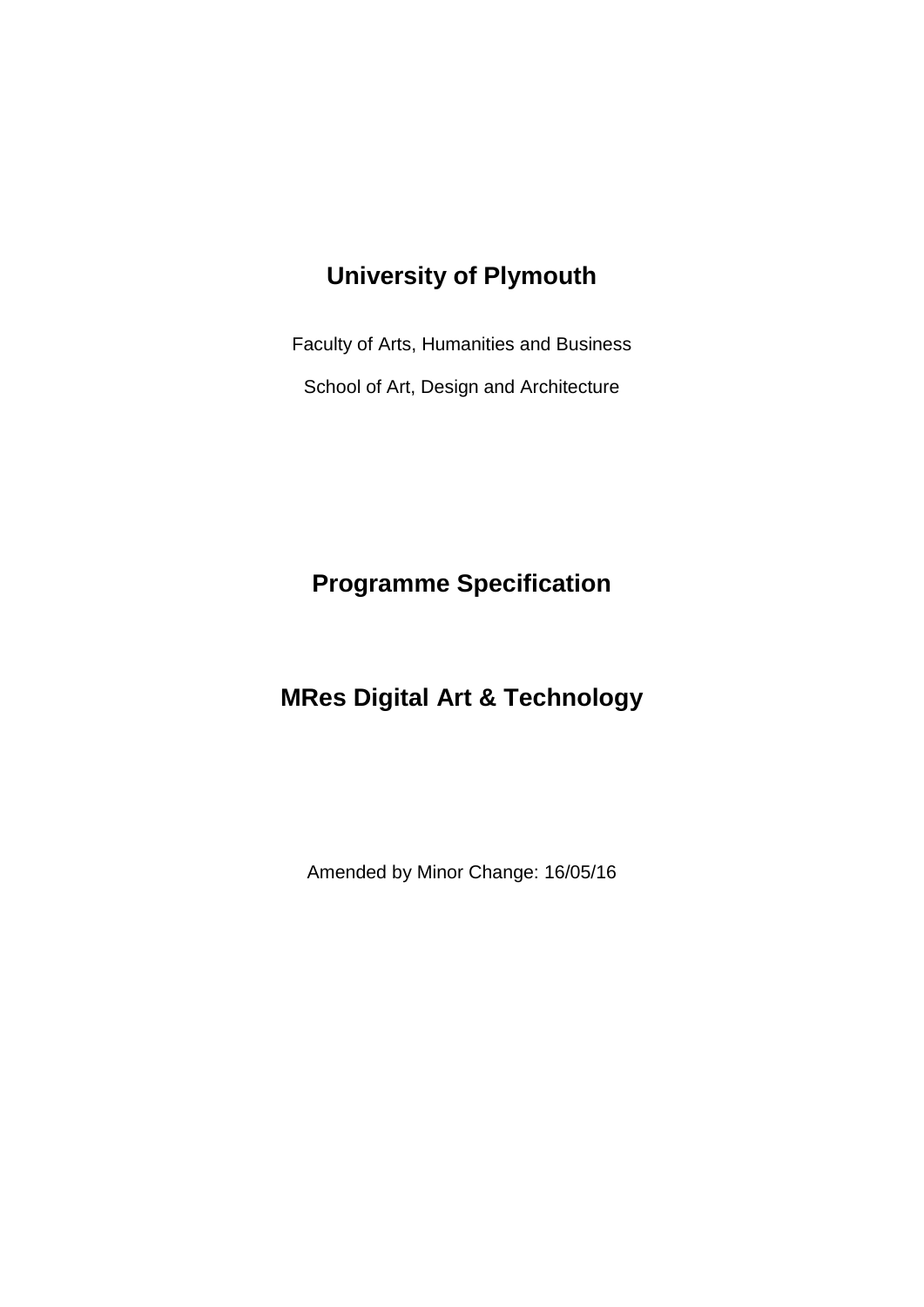# University of Plymouth

Faculty of Arts, Humanities and Business

School of Art, Design and Architecture

# Programme Specification

# MRes Digital Art & Technology

Amended by Minor Change: 16/05/16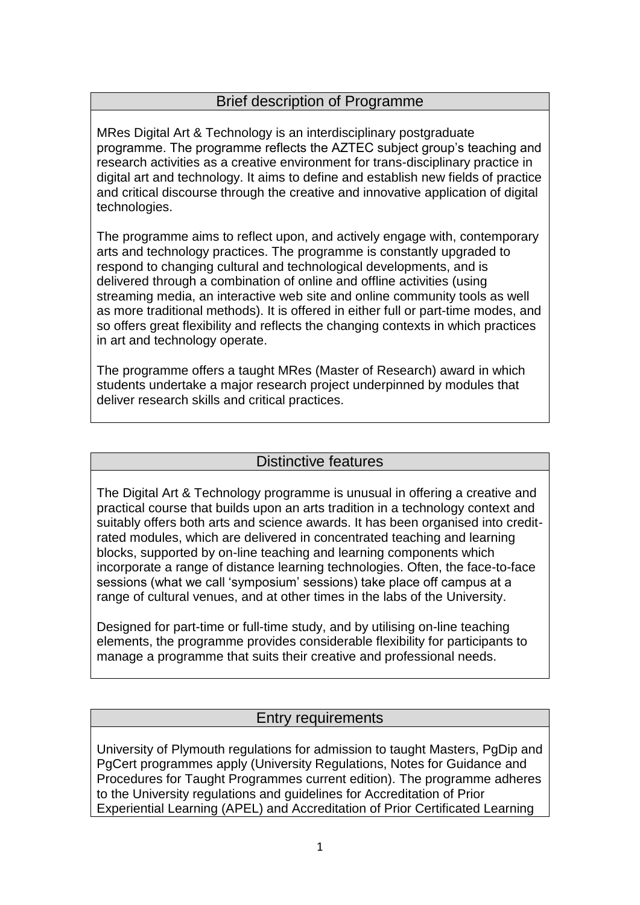## Brief description of Programme

MRes Digital Art & Technology is an interdisciplinary postgraduate programme. The programme reflects the AZTEC subject group's teaching and research activities as a creative environment for trans-disciplinary practice in digital art and technology. It aims to define and establish new fields of practice and critical discourse through the creative and innovative application of digital technologies.

The programme aims to reflect upon, and actively engage with, contemporary arts and technology practices. The programme is constantly upgraded to respond to changing cultural and technological developments, and is delivered through a combination of online and offline activities (using streaming media, an interactive web site and online community tools as well as more traditional methods). It is offered in either full or part-time modes, and so offers great flexibility and reflects the changing contexts in which practices in art and technology operate.

The programme offers a taught MRes (Master of Research) award in which students undertake a major research project underpinned by modules that deliver research skills and critical practices.

## Distinctive features

The Digital Art & Technology programme is unusual in offering a creative and practical course that builds upon an arts tradition in a technology context and suitably offers both arts and science awards. It has been organised into credit-rated modules, which are delivered in concentrated teaching and learning blocks, supported by on-line teaching and learning components which incorporate a range of distance learning technologies. Often, the face-to-face sessions (what we call 'symposium' sessions) take place off campus at a range of cultural venues, and at other times in the labs of the University.

Designed for part-time or full-time study, and by utilising on-line teaching elements, the programme provides considerable flexibility for participants to manage a programme that suits their creative and professional needs.

## Entry requirements

University of Plymouth regulations for admission to taught Masters, PgDip and PgCert programmes apply (University Regulations, Notes for Guidance and Procedures for Taught Programmes current edition). The programme adheres to the University regulations and guidelines for Accreditation of Prior Experiential Learning (APEL) and Accreditation of Prior Certificated Learning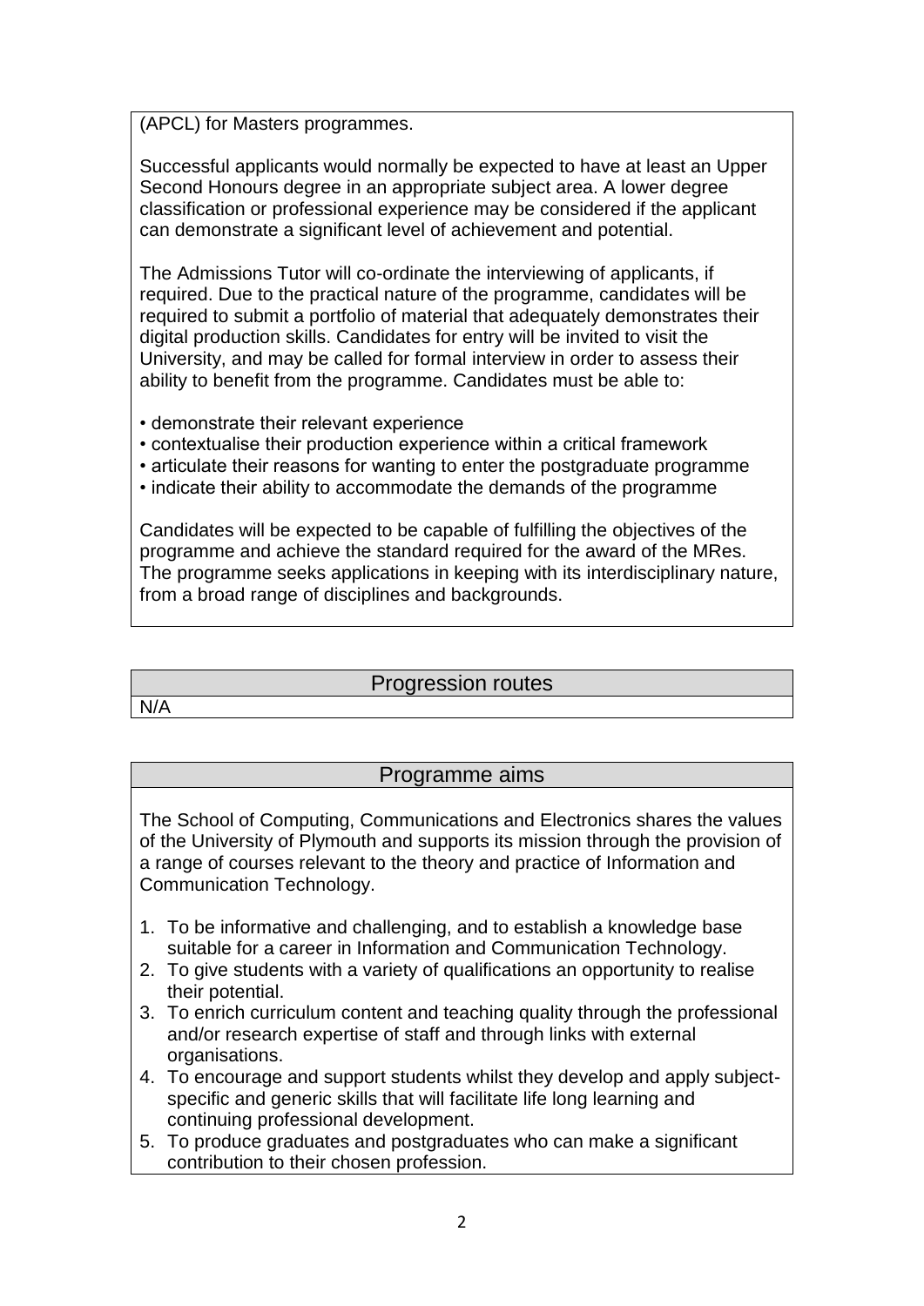(APCL) for Masters programmes.

Successful applicants would normally be expected to have at least an Upper Second Honours degree in an appropriate subject area. A lower degree classification or professional experience may be considered if the applicant can demonstrate a significant level of achievement and potential.

The Admissions Tutor will co-ordinate the interviewing of applicants, if required. Due to the practical nature of the programme, candidates will be required to submit a portfolio of material that adequately demonstrates their digital production skills. Candidates for entry will be invited to visit the University, and may be called for formal interview in order to assess their ability to benefit from the programme. Candidates must be able to:

- demonstrate their relevant experience
- contextualise their production experience within a critical framework
- articulate their reasons for wanting to enter the postgraduate programme
- indicate their ability to accommodate the demands of the programme

Candidates will be expected to be capable of fulfilling the objectives of the programme and achieve the standard required for the award of the MRes. The programme seeks applications in keeping with its interdisciplinary nature, from a broad range of disciplines and backgrounds.

## Progression routes

N/A

## Programme aims

The School of Computing, Communications and Electronics shares the values of the University of Plymouth and supports its mission through the provision of a range of courses relevant to the theory and practice of Information and Communication Technology.

1. To be informative and challenging, and to establish a knowledge base suitable for a career in Information and Communication Technology.
2. To give students with a variety of qualifications an opportunity to realise their potential.
3. To enrich curriculum content and teaching quality through the professional and/or research expertise of staff and through links with external organisations.
4. To encourage and support students whilst they develop and apply subject-specific and generic skills that will facilitate life long learning and continuing professional development.
5. To produce graduates and postgraduates who can make a significant contribution to their chosen profession.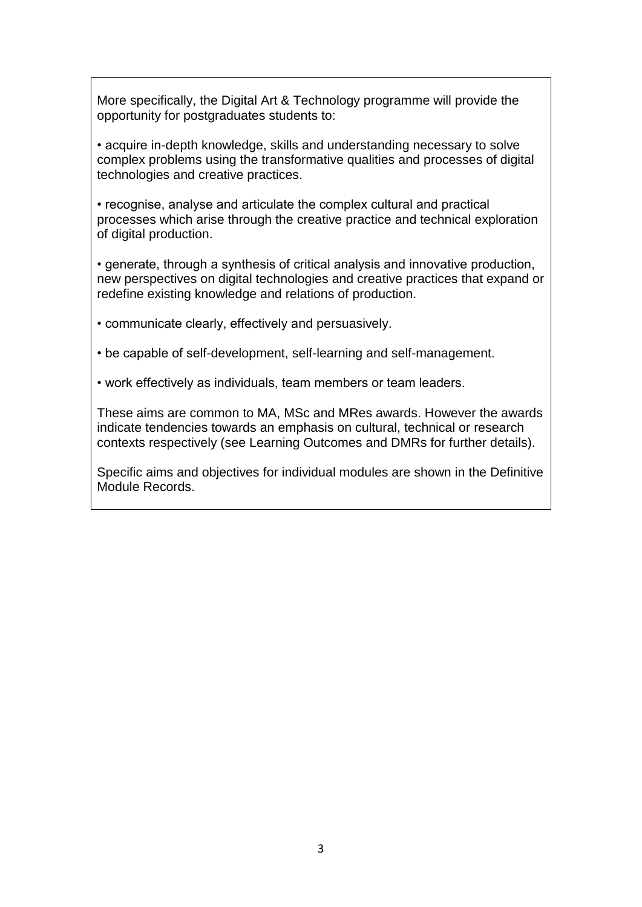More specifically, the Digital Art & Technology programme will provide the opportunity for postgraduates students to:

- acquire in-depth knowledge, skills and understanding necessary to solve complex problems using the transformative qualities and processes of digital technologies and creative practices.
- recognise, analyse and articulate the complex cultural and practical processes which arise through the creative practice and technical exploration of digital production.
- generate, through a synthesis of critical analysis and innovative production, new perspectives on digital technologies and creative practices that expand or redefine existing knowledge and relations of production.
- communicate clearly, effectively and persuasively.
- be capable of self-development, self-learning and self-management.
- work effectively as individuals, team members or team leaders.

These aims are common to MA, MSc and MRes awards. However the awards indicate tendencies towards an emphasis on cultural, technical or research contexts respectively (see Learning Outcomes and DMRs for further details).

Specific aims and objectives for individual modules are shown in the Definitive Module Records.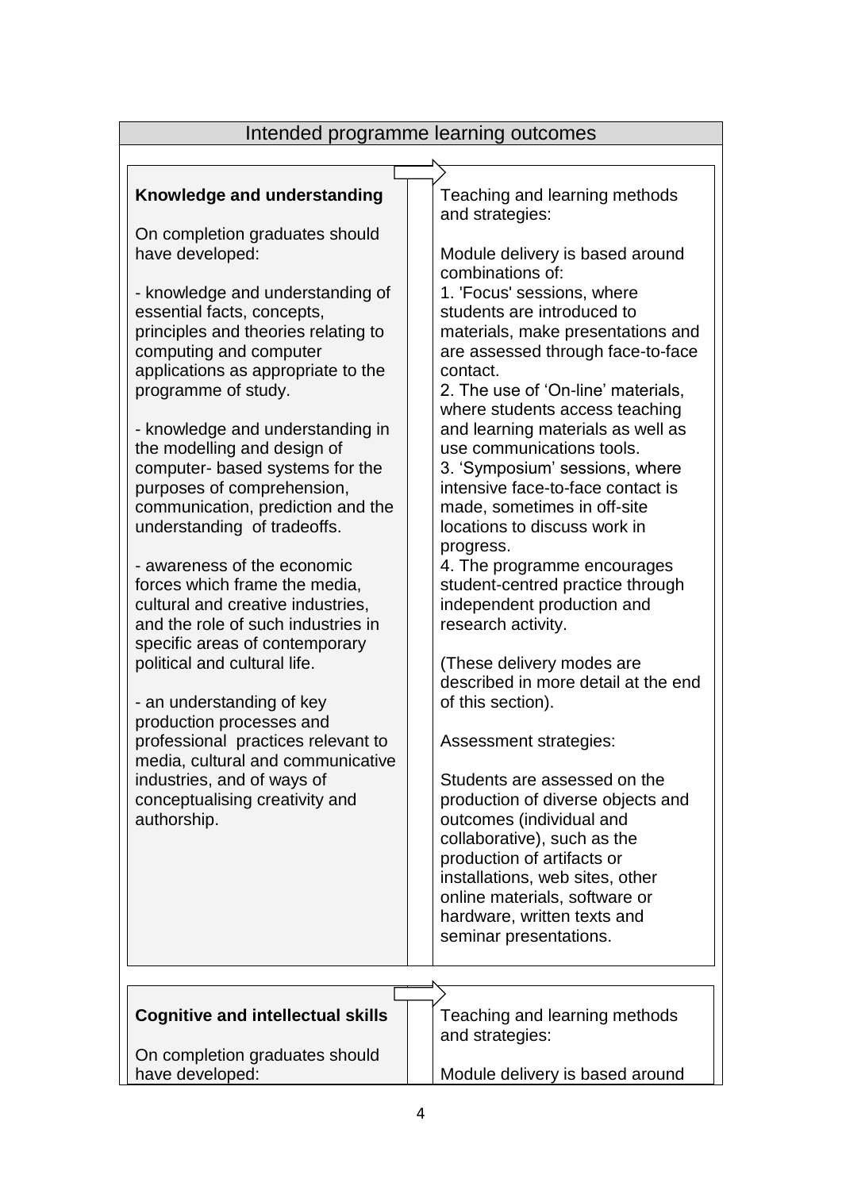## Intended programme learning outcomes

| Knowledge and understanding | Teaching and learning methods and strategies |
| --- | --- |
| **Knowledge and understanding**<br><br>On completion graduates should have developed:<br><br>- knowledge and understanding of essential facts, concepts, principles and theories relating to computing and computer applications as appropriate to the programme of study.<br><br>- knowledge and understanding in the modelling and design of computer- based systems for the purposes of comprehension, communication, prediction and the understanding of tradeoffs.<br><br>- awareness of the economic forces which frame the media, cultural and creative industries, and the role of such industries in specific areas of contemporary political and cultural life.<br><br>- an understanding of key production processes and professional practices relevant to media, cultural and communicative industries, and of ways of conceptualising creativity and authorship. | Teaching and learning methods and strategies:<br><br>Module delivery is based around combinations of:<br>1. 'Focus' sessions, where students are introduced to materials, make presentations and are assessed through face-to-face contact.<br>2. The use of 'On-line' materials, where students access teaching and learning materials as well as use communications tools.<br>3. 'Symposium' sessions, where intensive face-to-face contact is made, sometimes in off-site locations to discuss work in progress.<br>4. The programme encourages student-centred practice through independent production and research activity.<br><br>(These delivery modes are described in more detail at the end of this section).<br><br>Assessment strategies:<br><br>Students are assessed on the production of diverse objects and outcomes (individual and collaborative), such as the production of artifacts or installations, web sites, other online materials, software or hardware, written texts and seminar presentations. |

| Cognitive and intellectual skills | Teaching and learning methods and strategies |
| --- | --- |
| **Cognitive and intellectual skills**<br><br>On completion graduates should have developed: | Teaching and learning methods and strategies:<br><br>Module delivery is based around |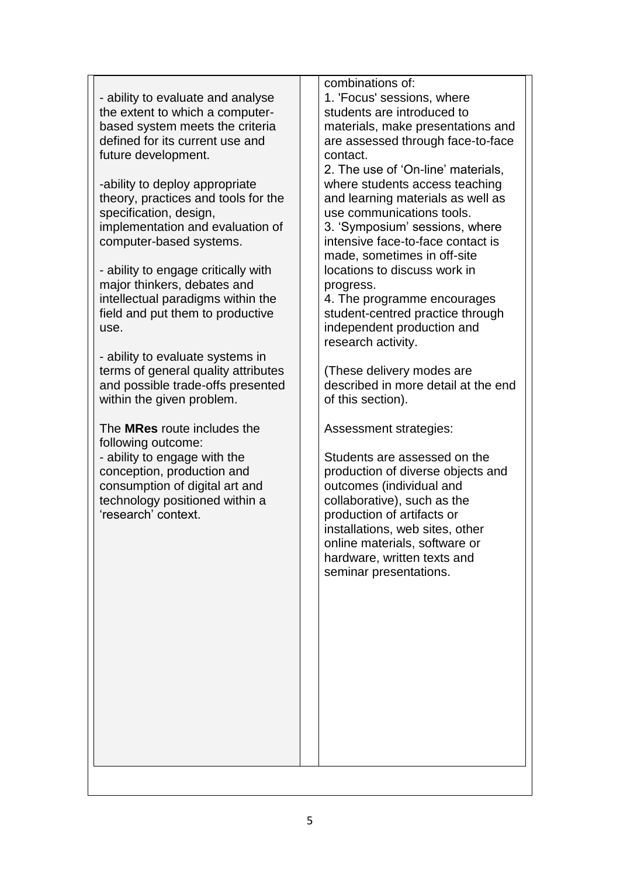| | | |
|---|---|---|
| - ability to evaluate and analyse the extent to which a computer-based system meets the criteria defined for its current use and future development.<br><br>-ability to deploy appropriate theory, practices and tools for the specification, design, implementation and evaluation of computer-based systems.<br><br>- ability to engage critically with major thinkers, debates and intellectual paradigms within the field and put them to productive use.<br><br>- ability to evaluate systems in terms of general quality attributes and possible trade-offs presented within the given problem.<br><br>The **MRes** route includes the following outcome:<br>- ability to engage with the conception, production and consumption of digital art and technology positioned within a 'research' context. | | combinations of:<br>1. 'Focus' sessions, where students are introduced to materials, make presentations and are assessed through face-to-face contact.<br>2. The use of 'On-line' materials, where students access teaching and learning materials as well as use communications tools.<br>3. 'Symposium' sessions, where intensive face-to-face contact is made, sometimes in off-site locations to discuss work in progress.<br>4. The programme encourages student-centred practice through independent production and research activity.<br><br>(These delivery modes are described in more detail at the end of this section).<br><br>Assessment strategies:<br><br>Students are assessed on the production of diverse objects and outcomes (individual and collaborative), such as the production of artifacts or installations, web sites, other online materials, software or hardware, written texts and seminar presentations. |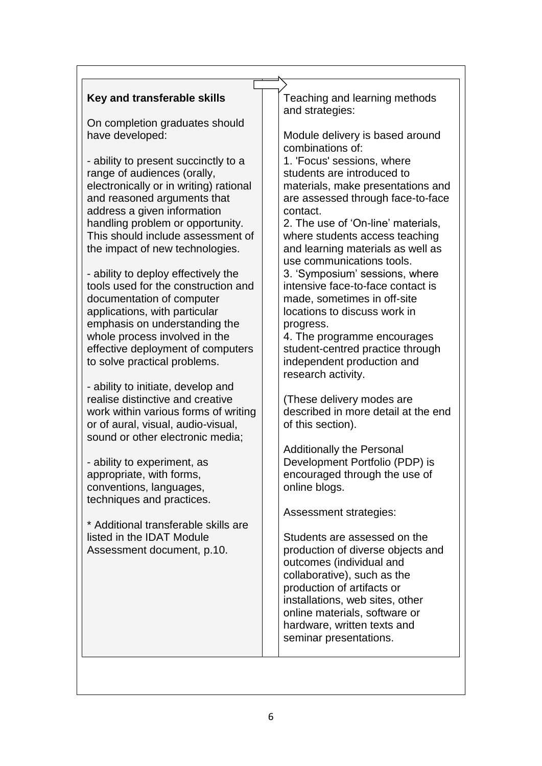| **Key and transferable skills** | | Teaching and learning methods and strategies: |
|---|---|---|
| On completion graduates should have developed:<br><br>- ability to present succinctly to a range of audiences (orally, electronically or in writing) rational and reasoned arguments that address a given information handling problem or opportunity. This should include assessment of the impact of new technologies.<br><br>- ability to deploy effectively the tools used for the construction and documentation of computer applications, with particular emphasis on understanding the whole process involved in the effective deployment of computers to solve practical problems.<br><br>- ability to initiate, develop and realise distinctive and creative work within various forms of writing or of aural, visual, audio-visual, sound or other electronic media;<br><br>- ability to experiment, as appropriate, with forms, conventions, languages, techniques and practices.<br><br>* Additional transferable skills are listed in the IDAT Module Assessment document, p.10. | | Module delivery is based around combinations of:<br>1. 'Focus' sessions, where students are introduced to materials, make presentations and are assessed through face-to-face contact.<br>2. The use of 'On-line' materials, where students access teaching and learning materials as well as use communications tools.<br>3. 'Symposium' sessions, where intensive face-to-face contact is made, sometimes in off-site locations to discuss work in progress.<br>4. The programme encourages student-centred practice through independent production and research activity.<br><br>(These delivery modes are described in more detail at the end of this section).<br><br>Additionally the Personal Development Portfolio (PDP) is encouraged through the use of online blogs.<br><br>Assessment strategies:<br><br>Students are assessed on the production of diverse objects and outcomes (individual and collaborative), such as the production of artifacts or installations, web sites, other online materials, software or hardware, written texts and seminar presentations. |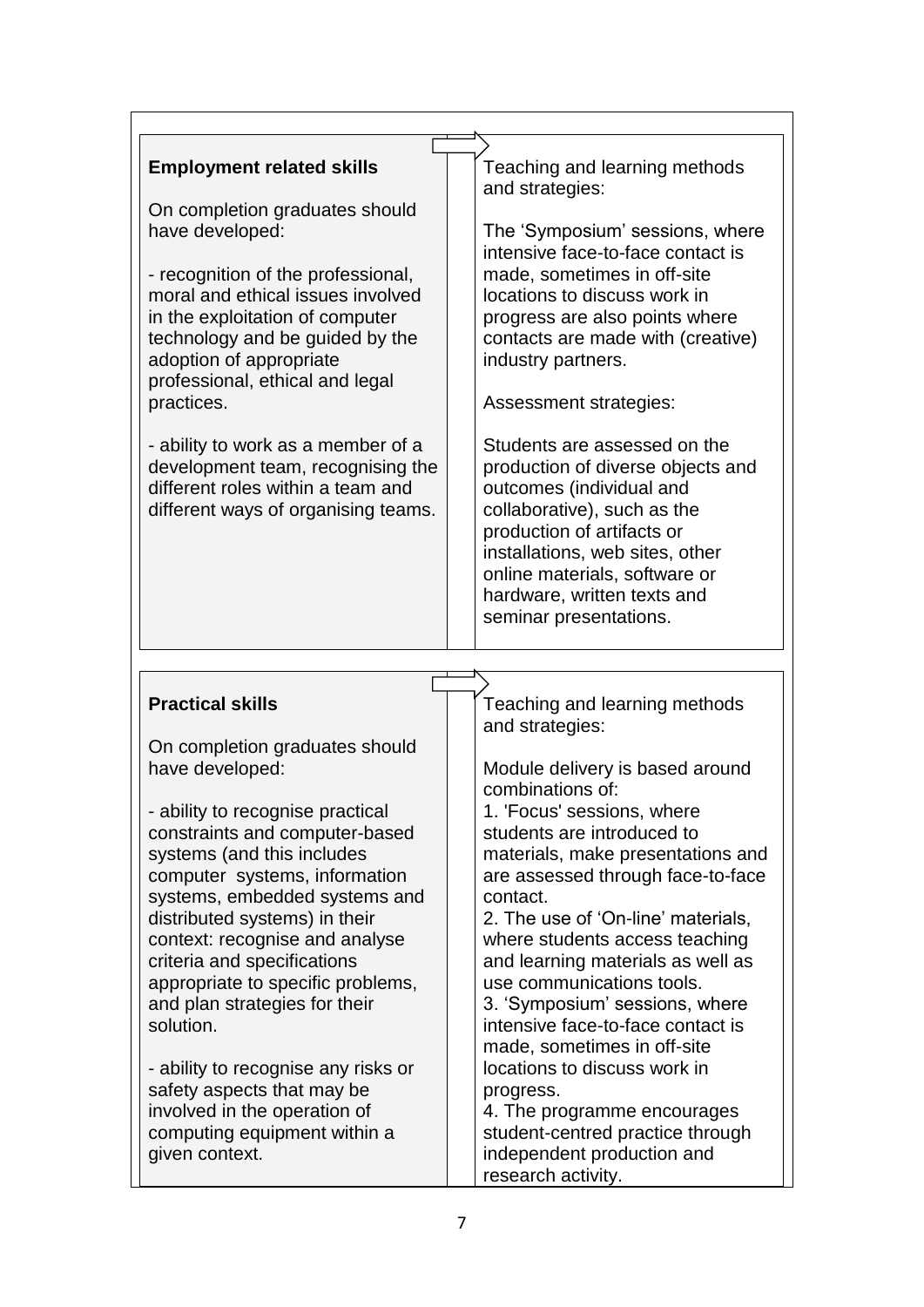| Employment related skills | Teaching and learning methods and strategies |
| --- | --- |
| **Employment related skills**<br><br>On completion graduates should have developed:<br><br>- recognition of the professional, moral and ethical issues involved in the exploitation of computer technology and be guided by the adoption of appropriate professional, ethical and legal practices.<br><br>- ability to work as a member of a development team, recognising the different roles within a team and different ways of organising teams. | Teaching and learning methods and strategies:<br><br>The 'Symposium' sessions, where intensive face-to-face contact is made, sometimes in off-site locations to discuss work in progress are also points where contacts are made with (creative) industry partners.<br><br>Assessment strategies:<br><br>Students are assessed on the production of diverse objects and outcomes (individual and collaborative), such as the production of artifacts or installations, web sites, other online materials, software or hardware, written texts and seminar presentations. |

| Practical skills | Teaching and learning methods and strategies |
| --- | --- |
| **Practical skills**<br><br>On completion graduates should have developed:<br><br>- ability to recognise practical constraints and computer-based systems (and this includes computer systems, information systems, embedded systems and distributed systems) in their context: recognise and analyse criteria and specifications appropriate to specific problems, and plan strategies for their solution.<br><br>- ability to recognise any risks or safety aspects that may be involved in the operation of computing equipment within a given context. | Teaching and learning methods and strategies:<br><br>Module delivery is based around combinations of:<br>1. 'Focus' sessions, where students are introduced to materials, make presentations and are assessed through face-to-face contact.<br>2. The use of 'On-line' materials, where students access teaching and learning materials as well as use communications tools.<br>3. 'Symposium' sessions, where intensive face-to-face contact is made, sometimes in off-site locations to discuss work in progress.<br>4. The programme encourages student-centred practice through independent production and research activity. |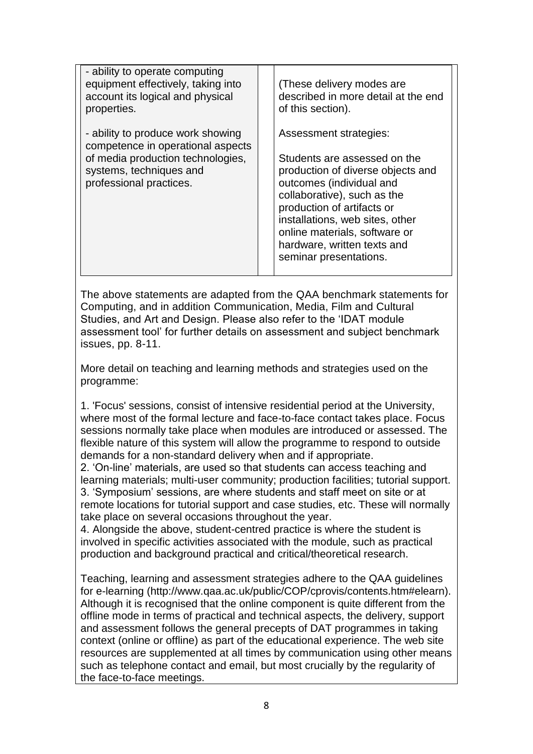| | | |
|---|---|---|
| - ability to operate computing equipment effectively, taking into account its logical and physical properties.<br><br>- ability to produce work showing competence in operational aspects of media production technologies, systems, techniques and professional practices. | | (These delivery modes are described in more detail at the end of this section).<br><br>Assessment strategies:<br><br>Students are assessed on the production of diverse objects and outcomes (individual and collaborative), such as the production of artifacts or installations, web sites, other online materials, software or hardware, written texts and seminar presentations. |

The above statements are adapted from the QAA benchmark statements for Computing, and in addition Communication, Media, Film and Cultural Studies, and Art and Design. Please also refer to the 'IDAT module assessment tool' for further details on assessment and subject benchmark issues, pp. 8-11.

More detail on teaching and learning methods and strategies used on the programme:

1. 'Focus' sessions, consist of intensive residential period at the University, where most of the formal lecture and face-to-face contact takes place. Focus sessions normally take place when modules are introduced or assessed. The flexible nature of this system will allow the programme to respond to outside demands for a non-standard delivery when and if appropriate.
2. 'On-line' materials, are used so that students can access teaching and learning materials; multi-user community; production facilities; tutorial support.
3. 'Symposium' sessions, are where students and staff meet on site or at remote locations for tutorial support and case studies, etc. These will normally take place on several occasions throughout the year.
4. Alongside the above, student-centred practice is where the student is involved in specific activities associated with the module, such as practical production and background practical and critical/theoretical research.

Teaching, learning and assessment strategies adhere to the QAA guidelines for e-learning (http://www.qaa.ac.uk/public/COP/cprovis/contents.htm#elearn). Although it is recognised that the online component is quite different from the offline mode in terms of practical and technical aspects, the delivery, support and assessment follows the general precepts of DAT programmes in taking context (online or offline) as part of the educational experience. The web site resources are supplemented at all times by communication using other means such as telephone contact and email, but most crucially by the regularity of the face-to-face meetings.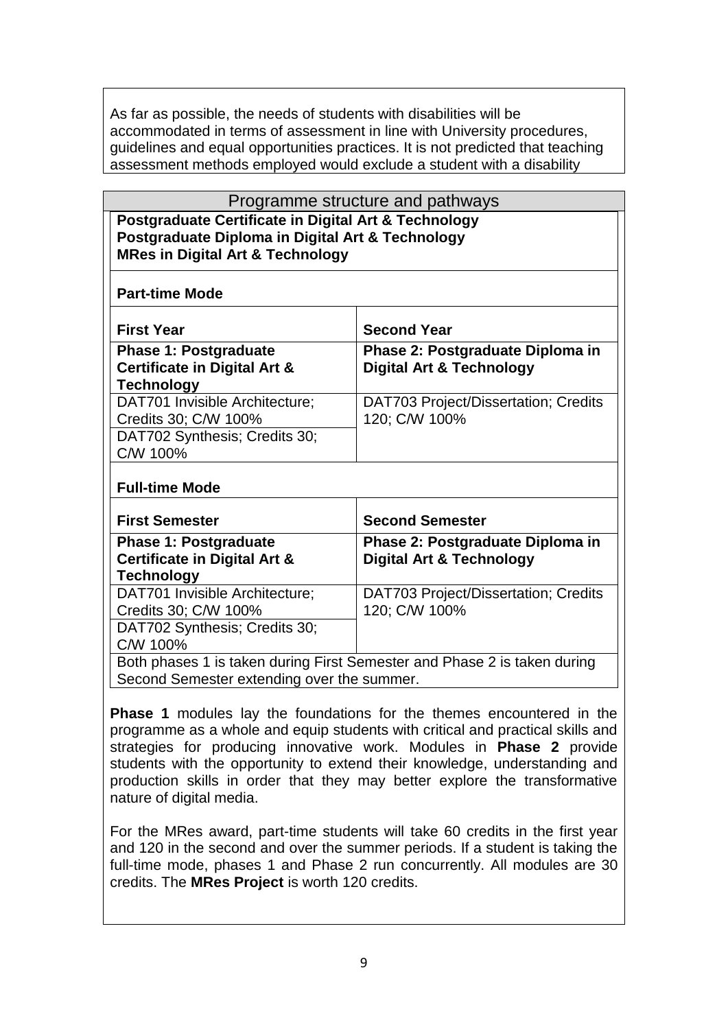As far as possible, the needs of students with disabilities will be accommodated in terms of assessment in line with University procedures, guidelines and equal opportunities practices. It is not predicted that teaching assessment methods employed would exclude a student with a disability

## Programme structure and pathways

**Postgraduate Certificate in Digital Art & Technology**
**Postgraduate Diploma in Digital Art & Technology**
**MRes in Digital Art & Technology**

**Part-time Mode**

| **First Year** | **Second Year** |
|---|---|
| **Phase 1: Postgraduate Certificate in Digital Art & Technology** | **Phase 2: Postgraduate Diploma in Digital Art & Technology** |
| DAT701 Invisible Architecture; Credits 30; C/W 100% | DAT703 Project/Dissertation; Credits 120; C/W 100% |
| DAT702 Synthesis; Credits 30; C/W 100% | |

**Full-time Mode**

| **First Semester** | **Second Semester** |
|---|---|
| **Phase 1: Postgraduate Certificate in Digital Art & Technology** | **Phase 2: Postgraduate Diploma in Digital Art & Technology** |
| DAT701 Invisible Architecture; Credits 30; C/W 100% | DAT703 Project/Dissertation; Credits 120; C/W 100% |
| DAT702 Synthesis; Credits 30; C/W 100% | |

Both phases 1 is taken during First Semester and Phase 2 is taken during Second Semester extending over the summer.

**Phase 1** modules lay the foundations for the themes encountered in the programme as a whole and equip students with critical and practical skills and strategies for producing innovative work. Modules in **Phase 2** provide students with the opportunity to extend their knowledge, understanding and production skills in order that they may better explore the transformative nature of digital media.

For the MRes award, part-time students will take 60 credits in the first year and 120 in the second and over the summer periods. If a student is taking the full-time mode, phases 1 and Phase 2 run concurrently. All modules are 30 credits. The **MRes Project** is worth 120 credits.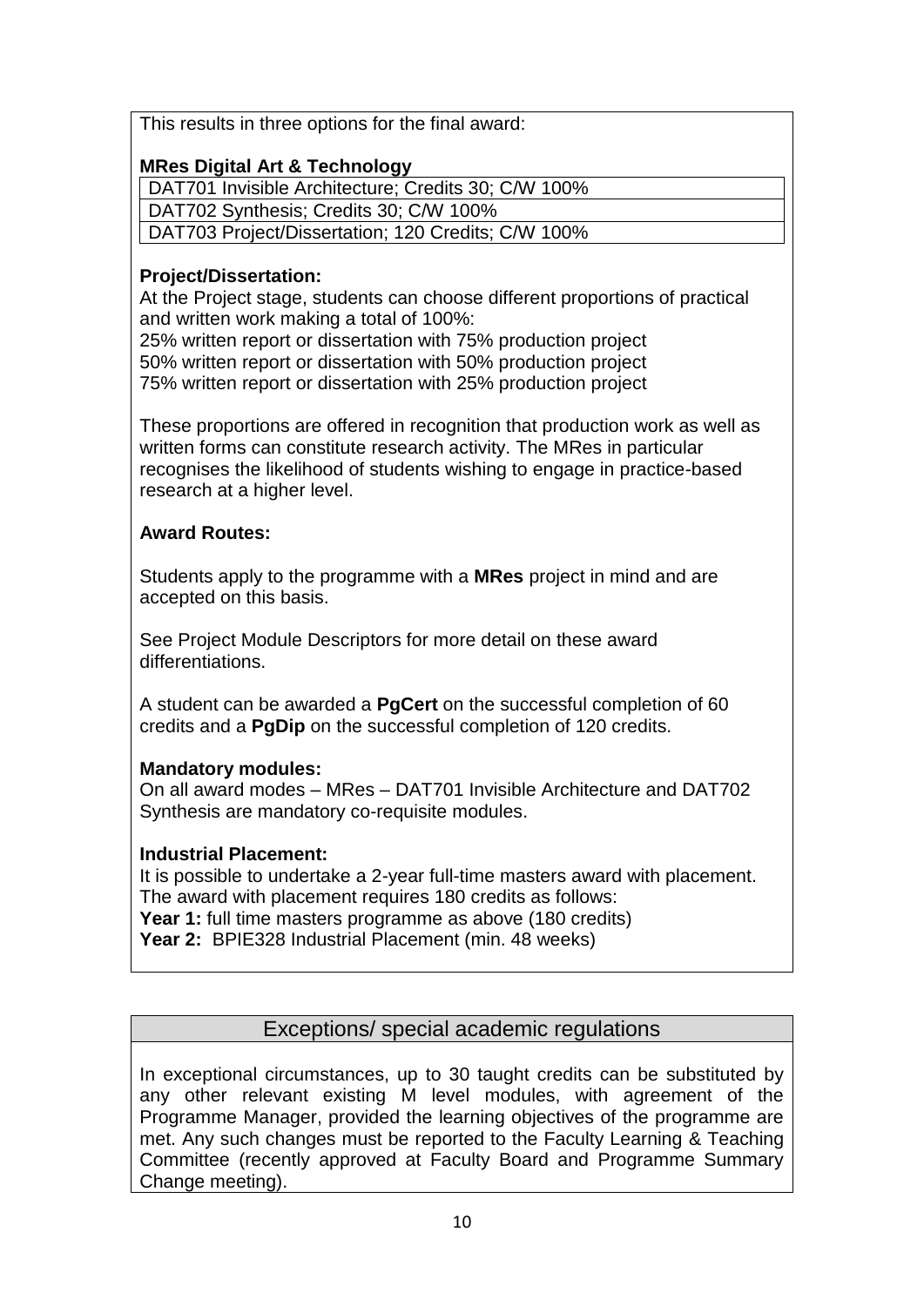This results in three options for the final award:

**MRes Digital Art & Technology**

| DAT701 Invisible Architecture; Credits 30; C/W 100% |
|---|
| DAT702 Synthesis; Credits 30; C/W 100% |
| DAT703 Project/Dissertation; 120 Credits; C/W 100% |

**Project/Dissertation:**
At the Project stage, students can choose different proportions of practical and written work making a total of 100%:
25% written report or dissertation with 75% production project
50% written report or dissertation with 50% production project
75% written report or dissertation with 25% production project

These proportions are offered in recognition that production work as well as written forms can constitute research activity. The MRes in particular recognises the likelihood of students wishing to engage in practice-based research at a higher level.

**Award Routes:**

Students apply to the programme with a **MRes** project in mind and are accepted on this basis.

See Project Module Descriptors for more detail on these award differentiations.

A student can be awarded a **PgCert** on the successful completion of 60 credits and a **PgDip** on the successful completion of 120 credits.

**Mandatory modules:**
On all award modes – MRes – DAT701 Invisible Architecture and DAT702 Synthesis are mandatory co-requisite modules.

**Industrial Placement:**
It is possible to undertake a 2-year full-time masters award with placement. The award with placement requires 180 credits as follows:
**Year 1:** full time masters programme as above (180 credits)
**Year 2:** BPIE328 Industrial Placement (min. 48 weeks)

## Exceptions/ special academic regulations

In exceptional circumstances, up to 30 taught credits can be substituted by any other relevant existing M level modules, with agreement of the Programme Manager, provided the learning objectives of the programme are met. Any such changes must be reported to the Faculty Learning & Teaching Committee (recently approved at Faculty Board and Programme Summary Change meeting).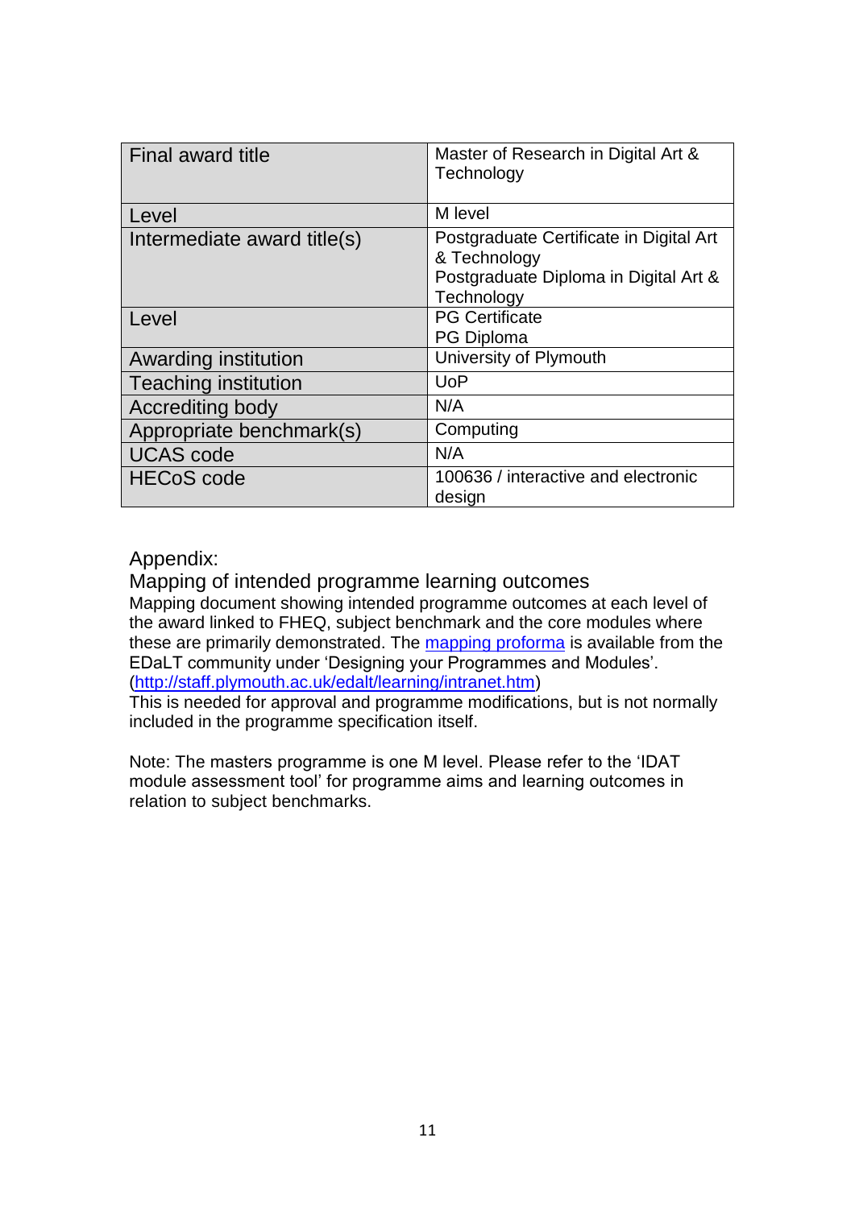| | |
|---|---|
| Final award title | Master of Research in Digital Art & Technology |
| Level | M level |
| Intermediate award title(s) | Postgraduate Certificate in Digital Art & Technology<br>Postgraduate Diploma in Digital Art & Technology |
| Level | PG Certificate<br>PG Diploma |
| Awarding institution | University of Plymouth |
| Teaching institution | UoP |
| Accrediting body | N/A |
| Appropriate benchmark(s) | Computing |
| UCAS code | N/A |
| HECoS code | 100636 / interactive and electronic design |

## Appendix:

### Mapping of intended programme learning outcomes

Mapping document showing intended programme outcomes at each level of the award linked to FHEQ, subject benchmark and the core modules where these are primarily demonstrated. The mapping proforma is available from the EDaLT community under 'Designing your Programmes and Modules'. (http://staff.plymouth.ac.uk/edalt/learning/intranet.htm)
This is needed for approval and programme modifications, but is not normally included in the programme specification itself.

Note: The masters programme is one M level. Please refer to the 'IDAT module assessment tool' for programme aims and learning outcomes in relation to subject benchmarks.